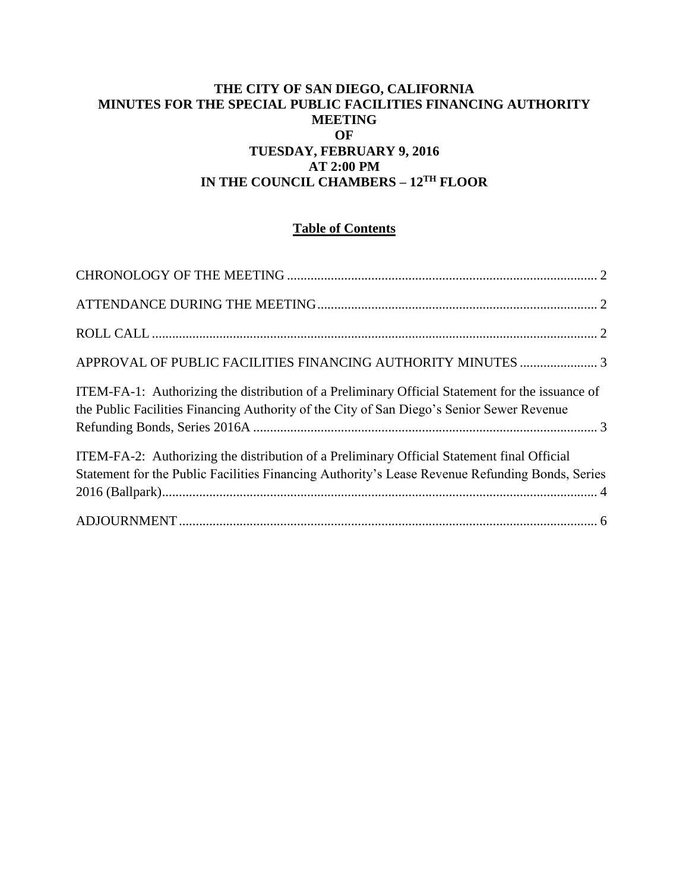# THE CITY OF SAN DIEGO, CALIFORNIA
# MINUTES FOR THE SPECIAL PUBLIC FACILITIES FINANCING AUTHORITY MEETING
# OF
# TUESDAY, FEBRUARY 9, 2016
# AT 2:00 PM
# IN THE COUNCIL CHAMBERS – 12TH FLOOR

## Table of Contents

CHRONOLOGY OF THE MEETING .......... 2

ATTENDANCE DURING THE MEETING .......... 2

ROLL CALL .......... 2

APPROVAL OF PUBLIC FACILITIES FINANCING AUTHORITY MINUTES .......... 3

ITEM-FA-1: Authorizing the distribution of a Preliminary Official Statement for the issuance of the Public Facilities Financing Authority of the City of San Diego's Senior Sewer Revenue Refunding Bonds, Series 2016A .......... 3

ITEM-FA-2: Authorizing the distribution of a Preliminary Official Statement final Official Statement for the Public Facilities Financing Authority's Lease Revenue Refunding Bonds, Series 2016 (Ballpark) .......... 4

ADJOURNMENT .......... 6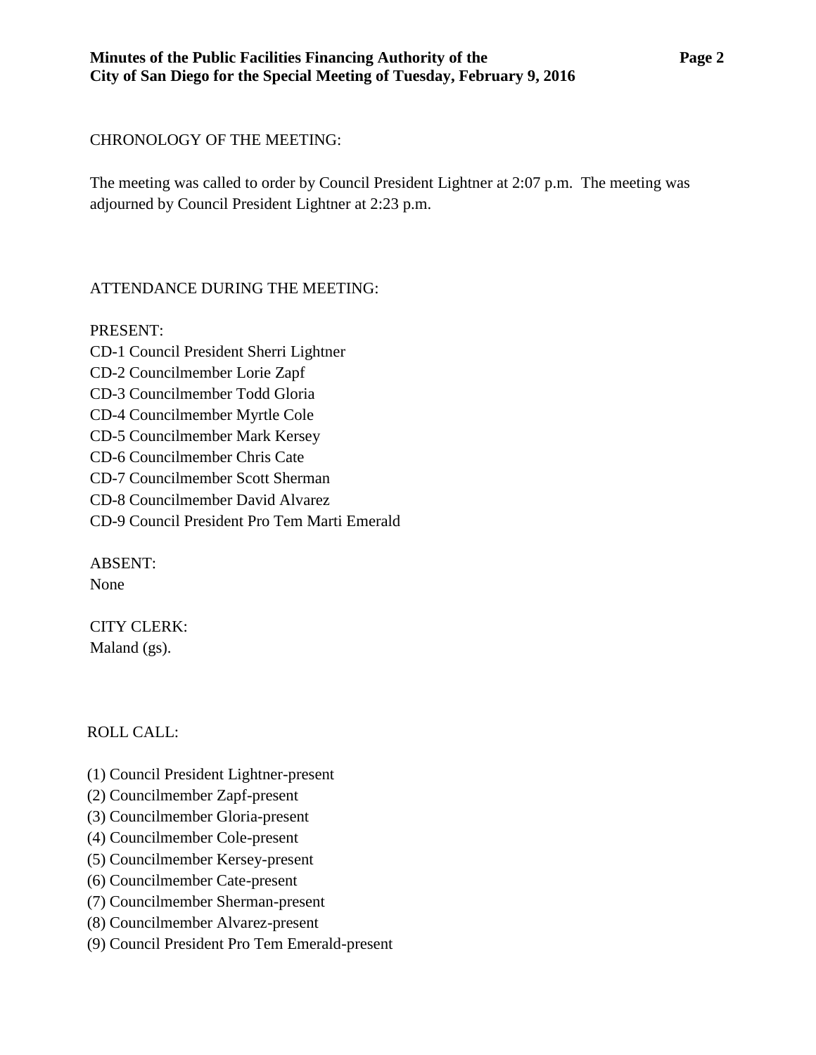CHRONOLOGY OF THE MEETING:

The meeting was called to order by Council President Lightner at 2:07 p.m. The meeting was adjourned by Council President Lightner at 2:23 p.m.

ATTENDANCE DURING THE MEETING:

PRESENT:
CD-1 Council President Sherri Lightner
CD-2 Councilmember Lorie Zapf
CD-3 Councilmember Todd Gloria
CD-4 Councilmember Myrtle Cole
CD-5 Councilmember Mark Kersey
CD-6 Councilmember Chris Cate
CD-7 Councilmember Scott Sherman
CD-8 Councilmember David Alvarez
CD-9 Council President Pro Tem Marti Emerald

ABSENT:
None

CITY CLERK:
Maland (gs).

ROLL CALL:

(1) Council President Lightner-present
(2) Councilmember Zapf-present
(3) Councilmember Gloria-present
(4) Councilmember Cole-present
(5) Councilmember Kersey-present
(6) Councilmember Cate-present
(7) Councilmember Sherman-present
(8) Councilmember Alvarez-present
(9) Council President Pro Tem Emerald-present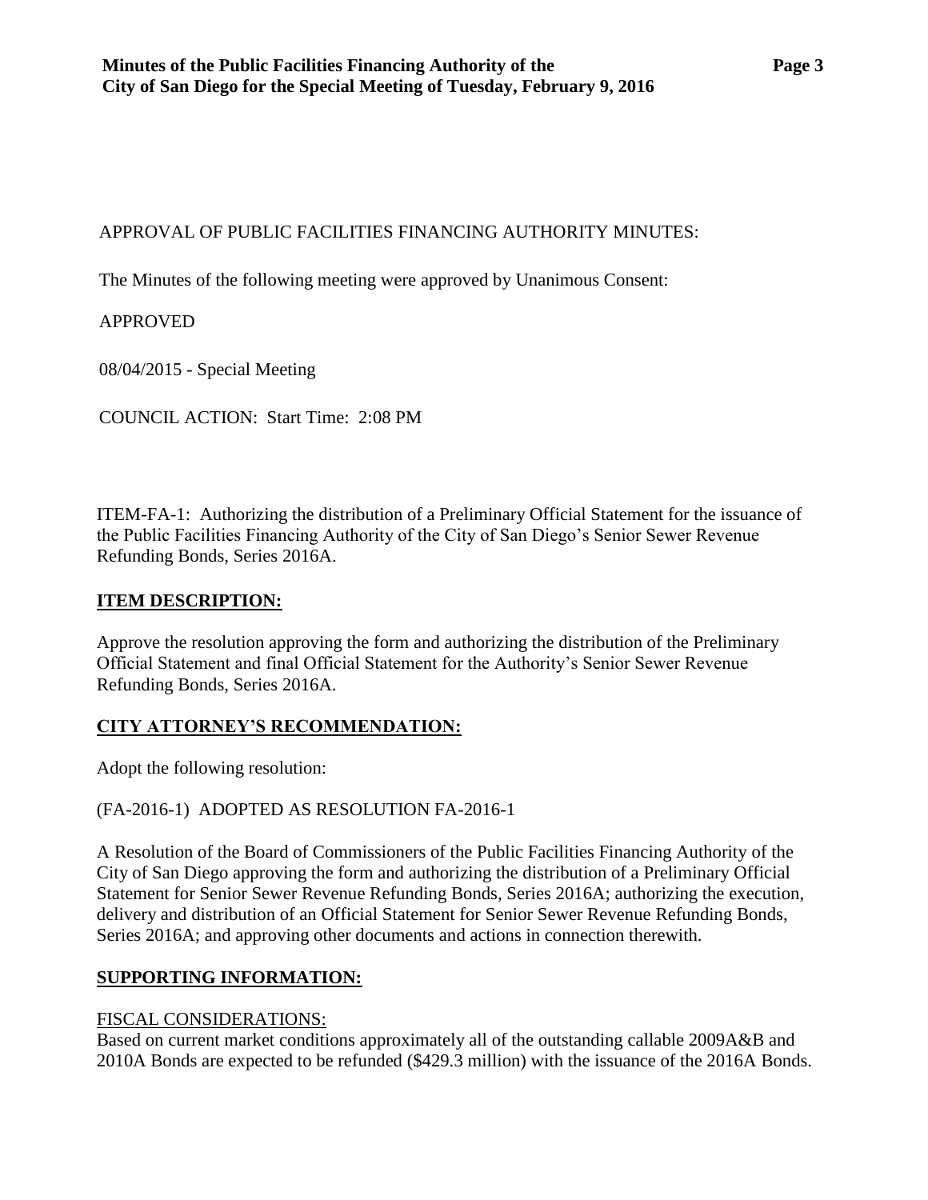APPROVAL OF PUBLIC FACILITIES FINANCING AUTHORITY MINUTES:

The Minutes of the following meeting were approved by Unanimous Consent:

APPROVED

08/04/2015 - Special Meeting

COUNCIL ACTION: Start Time: 2:08 PM

ITEM-FA-1: Authorizing the distribution of a Preliminary Official Statement for the issuance of the Public Facilities Financing Authority of the City of San Diego's Senior Sewer Revenue Refunding Bonds, Series 2016A.

**ITEM DESCRIPTION:**

Approve the resolution approving the form and authorizing the distribution of the Preliminary Official Statement and final Official Statement for the Authority's Senior Sewer Revenue Refunding Bonds, Series 2016A.

**CITY ATTORNEY'S RECOMMENDATION:**

Adopt the following resolution:

(FA-2016-1) ADOPTED AS RESOLUTION FA-2016-1

A Resolution of the Board of Commissioners of the Public Facilities Financing Authority of the City of San Diego approving the form and authorizing the distribution of a Preliminary Official Statement for Senior Sewer Revenue Refunding Bonds, Series 2016A; authorizing the execution, delivery and distribution of an Official Statement for Senior Sewer Revenue Refunding Bonds, Series 2016A; and approving other documents and actions in connection therewith.

**SUPPORTING INFORMATION:**

FISCAL CONSIDERATIONS:

Based on current market conditions approximately all of the outstanding callable 2009A&B and 2010A Bonds are expected to be refunded ($429.3 million) with the issuance of the 2016A Bonds.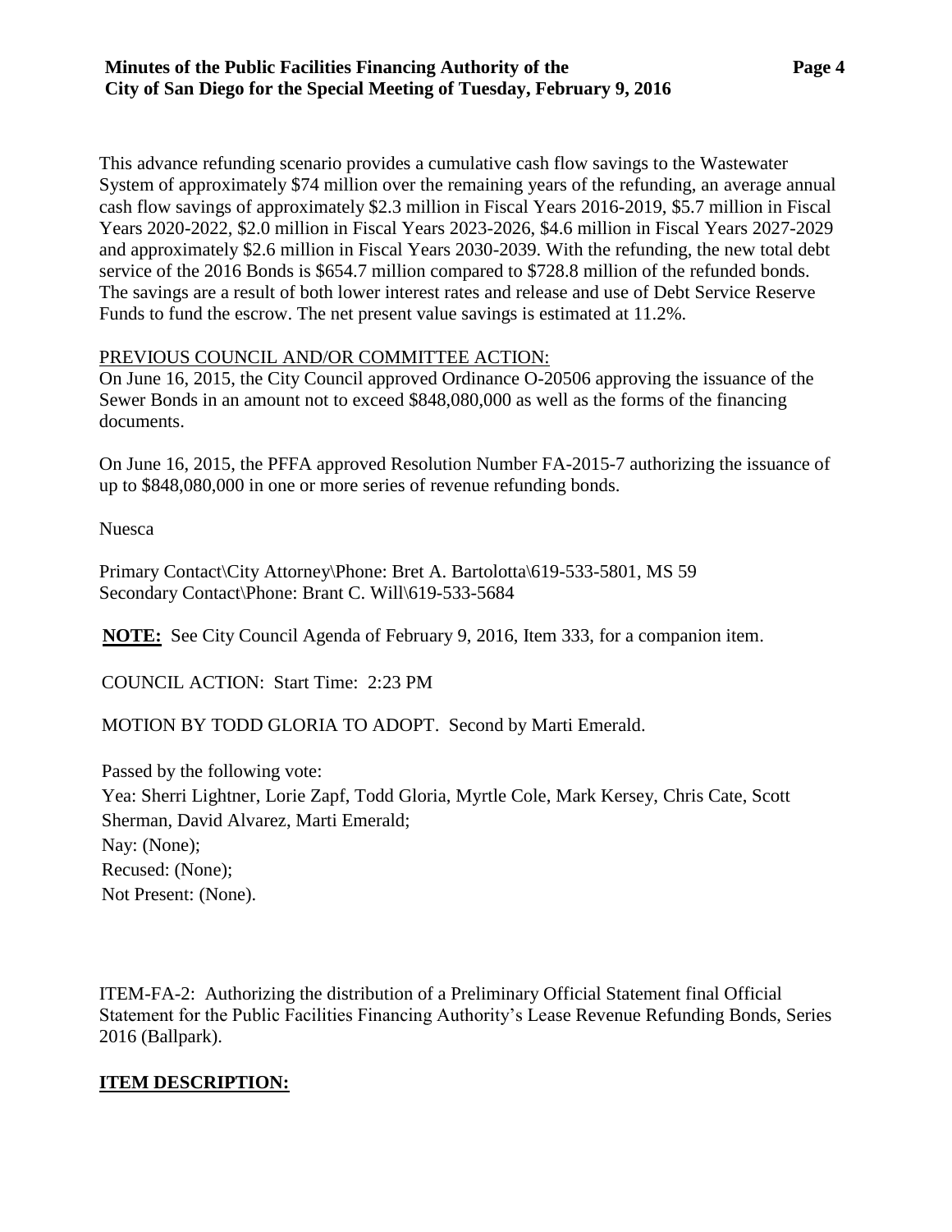This advance refunding scenario provides a cumulative cash flow savings to the Wastewater System of approximately $74 million over the remaining years of the refunding, an average annual cash flow savings of approximately $2.3 million in Fiscal Years 2016-2019, $5.7 million in Fiscal Years 2020-2022, $2.0 million in Fiscal Years 2023-2026, $4.6 million in Fiscal Years 2027-2029 and approximately $2.6 million in Fiscal Years 2030-2039. With the refunding, the new total debt service of the 2016 Bonds is $654.7 million compared to $728.8 million of the refunded bonds. The savings are a result of both lower interest rates and release and use of Debt Service Reserve Funds to fund the escrow. The net present value savings is estimated at 11.2%.

PREVIOUS COUNCIL AND/OR COMMITTEE ACTION:

On June 16, 2015, the City Council approved Ordinance O-20506 approving the issuance of the Sewer Bonds in an amount not to exceed $848,080,000 as well as the forms of the financing documents.

On June 16, 2015, the PFFA approved Resolution Number FA-2015-7 authorizing the issuance of up to $848,080,000 in one or more series of revenue refunding bonds.

Nuesca

Primary Contact\City Attorney\Phone: Bret A. Bartolotta\619-533-5801, MS 59
Secondary Contact\Phone: Brant C. Will\619-533-5684

**NOTE:** See City Council Agenda of February 9, 2016, Item 333, for a companion item.

COUNCIL ACTION: Start Time: 2:23 PM

MOTION BY TODD GLORIA TO ADOPT. Second by Marti Emerald.

Passed by the following vote:
Yea: Sherri Lightner, Lorie Zapf, Todd Gloria, Myrtle Cole, Mark Kersey, Chris Cate, Scott Sherman, David Alvarez, Marti Emerald;
Nay: (None);
Recused: (None);
Not Present: (None).

ITEM-FA-2: Authorizing the distribution of a Preliminary Official Statement final Official Statement for the Public Facilities Financing Authority's Lease Revenue Refunding Bonds, Series 2016 (Ballpark).

**ITEM DESCRIPTION:**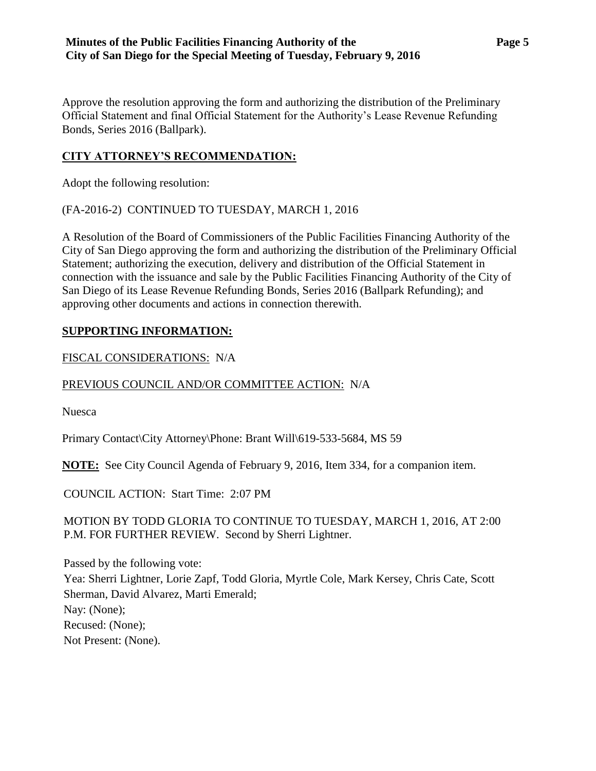Approve the resolution approving the form and authorizing the distribution of the Preliminary Official Statement and final Official Statement for the Authority's Lease Revenue Refunding Bonds, Series 2016 (Ballpark).

**CITY ATTORNEY'S RECOMMENDATION:**

Adopt the following resolution:

(FA-2016-2) CONTINUED TO TUESDAY, MARCH 1, 2016

A Resolution of the Board of Commissioners of the Public Facilities Financing Authority of the City of San Diego approving the form and authorizing the distribution of the Preliminary Official Statement; authorizing the execution, delivery and distribution of the Official Statement in connection with the issuance and sale by the Public Facilities Financing Authority of the City of San Diego of its Lease Revenue Refunding Bonds, Series 2016 (Ballpark Refunding); and approving other documents and actions in connection therewith.

**SUPPORTING INFORMATION:**

FISCAL CONSIDERATIONS: N/A

PREVIOUS COUNCIL AND/OR COMMITTEE ACTION: N/A

Nuesca

Primary Contact\City Attorney\Phone: Brant Will\619-533-5684, MS 59

**NOTE:** See City Council Agenda of February 9, 2016, Item 334, for a companion item.

COUNCIL ACTION: Start Time: 2:07 PM

MOTION BY TODD GLORIA TO CONTINUE TO TUESDAY, MARCH 1, 2016, AT 2:00 P.M. FOR FURTHER REVIEW. Second by Sherri Lightner.

Passed by the following vote:
Yea: Sherri Lightner, Lorie Zapf, Todd Gloria, Myrtle Cole, Mark Kersey, Chris Cate, Scott Sherman, David Alvarez, Marti Emerald;
Nay: (None);
Recused: (None);
Not Present: (None).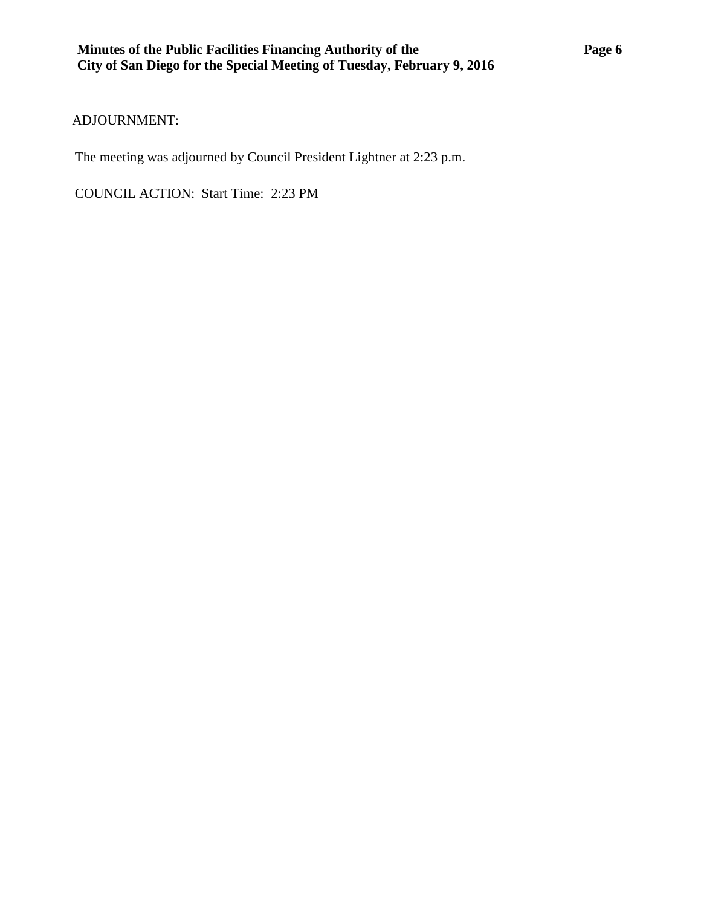ADJOURNMENT:

The meeting was adjourned by Council President Lightner at 2:23 p.m.

COUNCIL ACTION: Start Time: 2:23 PM